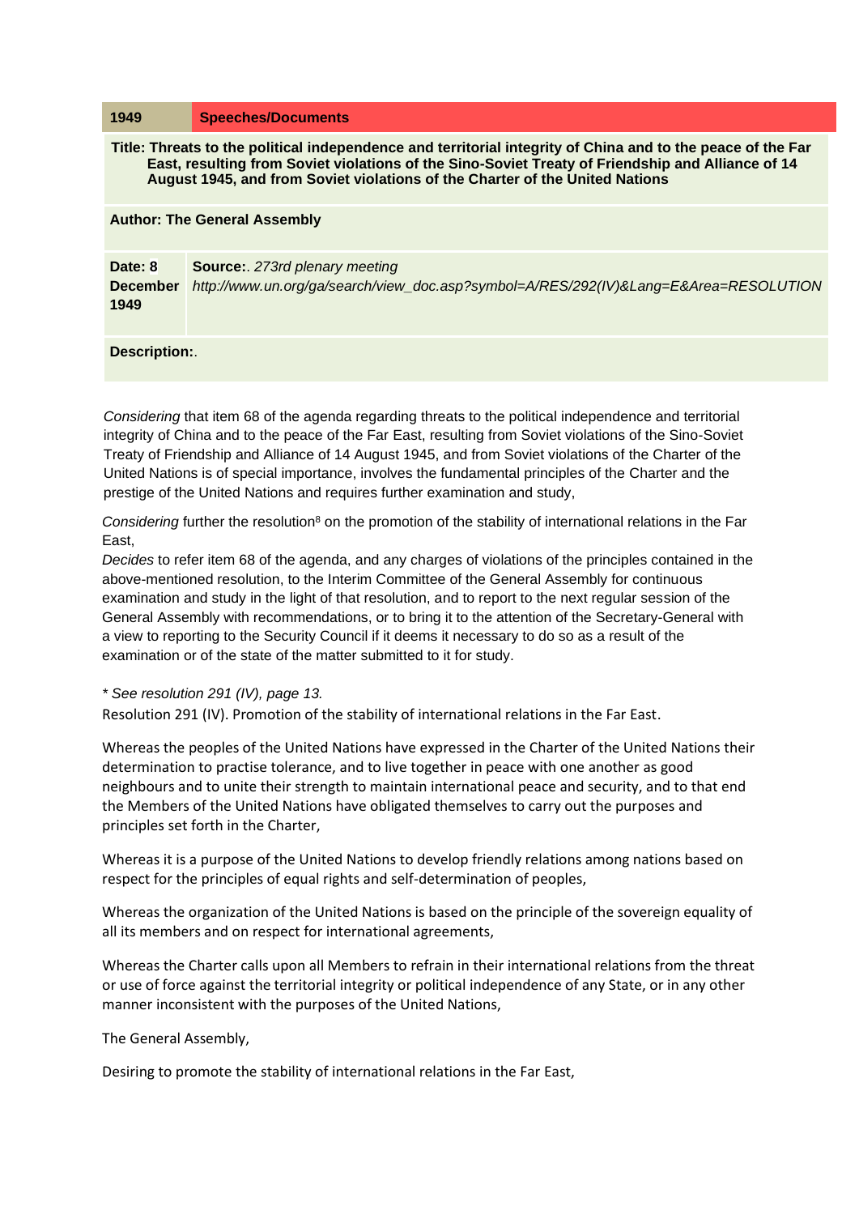| 1949 | Speeches/Documents |
| --- | --- |
| **Title: Threats to the political independence and territorial integrity of China and to the peace of the Far East, resulting from Soviet violations of the Sino-Soviet Treaty of Friendship and Alliance of 14 August 1945, and from Soviet violations of the Charter of the United Nations** | |
| **Author: The General Assembly** | |
| **Date: 8 December 1949** | **Source:**. *273rd plenary meeting* *http://www.un.org/ga/search/view_doc.asp?symbol=A/RES/292(IV)&Lang=E&Area=RESOLUTION* |
| **Description:**. | |

*Considering* that item 68 of the agenda regarding threats to the political independence and territorial integrity of China and to the peace of the Far East, resulting from Soviet violations of the Sino-Soviet Treaty of Friendship and Alliance of 14 August 1945, and from Soviet violations of the Charter of the United Nations is of special importance, involves the fundamental principles of the Charter and the prestige of the United Nations and requires further examination and study,

*Considering* further the resolution[8] on the promotion of the stability of international relations in the Far East,

*Decides* to refer item 68 of the agenda, and any charges of violations of the principles contained in the above-mentioned resolution, to the Interim Committee of the General Assembly for continuous examination and study in the light of that resolution, and to report to the next regular session of the General Assembly with recommendations, or to bring it to the attention of the Secretary-General with a view to reporting to the Security Council if it deems it necessary to do so as a result of the examination or of the state of the matter submitted to it for study.

* *See resolution 291 (IV), page 13.*

Resolution 291 (IV). Promotion of the stability of international relations in the Far East.

Whereas the peoples of the United Nations have expressed in the Charter of the United Nations their determination to practise tolerance, and to live together in peace with one another as good neighbours and to unite their strength to maintain international peace and security, and to that end the Members of the United Nations have obligated themselves to carry out the purposes and principles set forth in the Charter,

Whereas it is a purpose of the United Nations to develop friendly relations among nations based on respect for the principles of equal rights and self-determination of peoples,

Whereas the organization of the United Nations is based on the principle of the sovereign equality of all its members and on respect for international agreements,

Whereas the Charter calls upon all Members to refrain in their international relations from the threat or use of force against the territorial integrity or political independence of any State, or in any other manner inconsistent with the purposes of the United Nations,

The General Assembly,

Desiring to promote the stability of international relations in the Far East,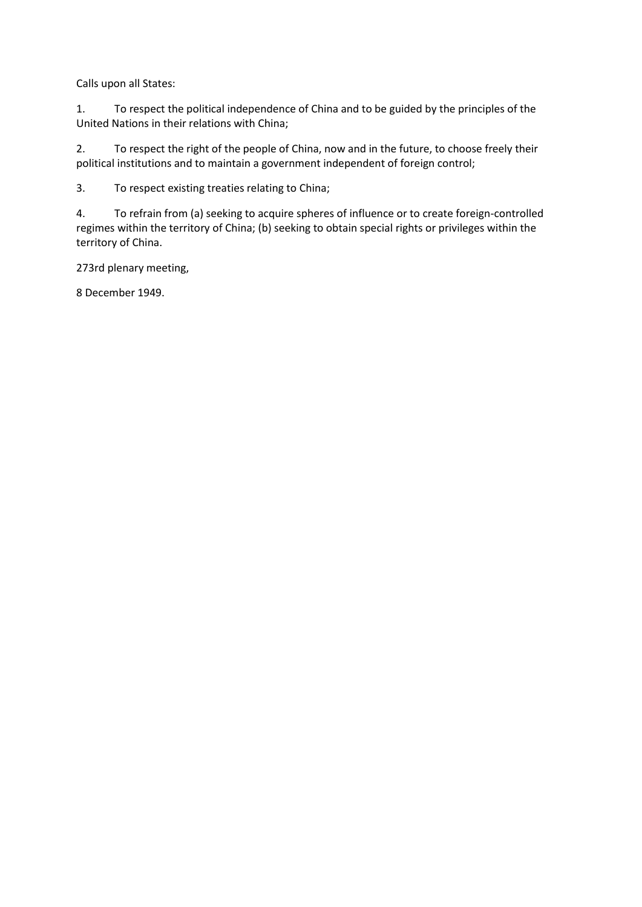Calls upon all States:

1. To respect the political independence of China and to be guided by the principles of the United Nations in their relations with China;

2. To respect the right of the people of China, now and in the future, to choose freely their political institutions and to maintain a government independent of foreign control;

3. To respect existing treaties relating to China;

4. To refrain from (a) seeking to acquire spheres of influence or to create foreign-controlled regimes within the territory of China; (b) seeking to obtain special rights or privileges within the territory of China.

273rd plenary meeting,

8 December 1949.